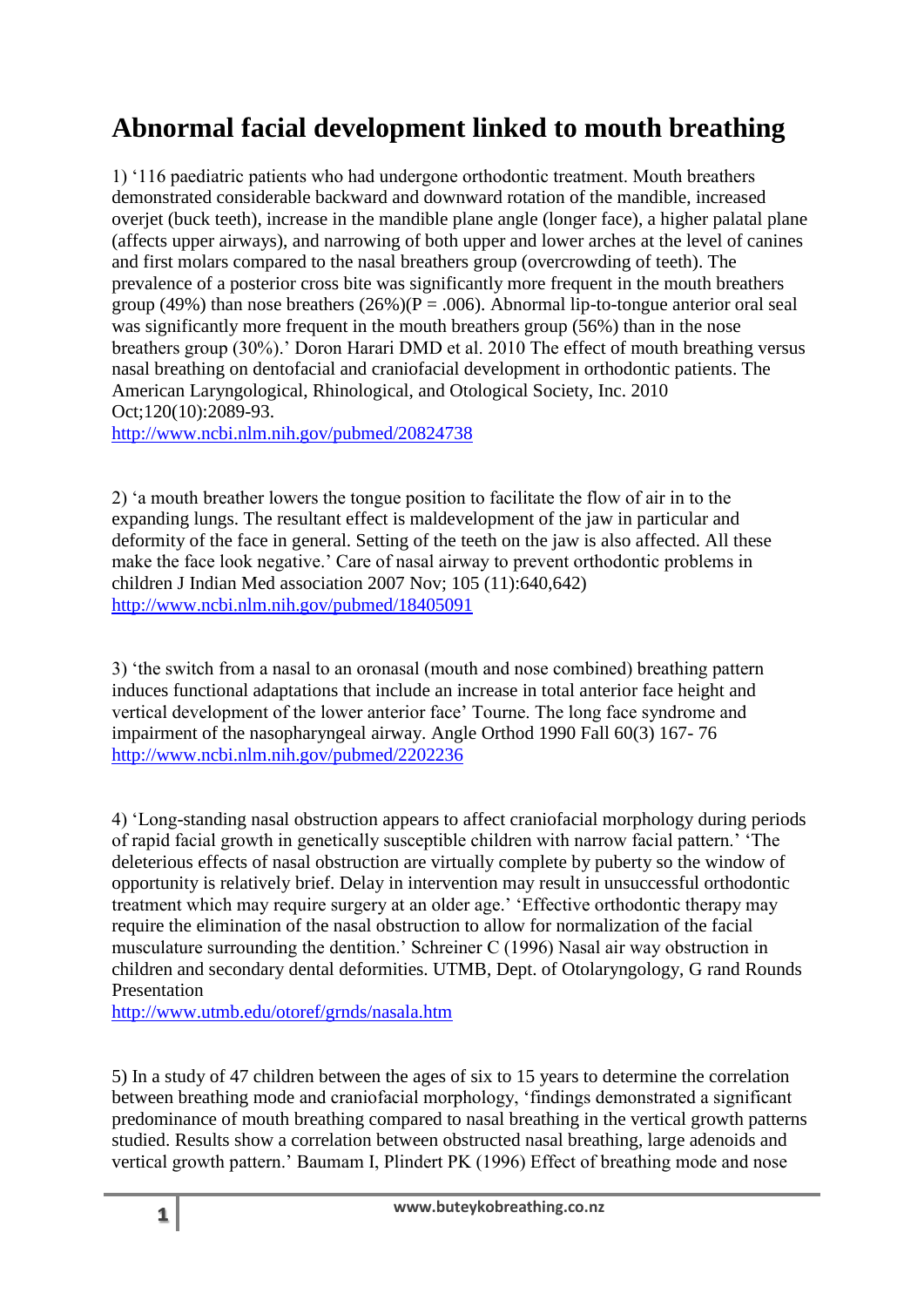# Abnormal facial development linked to mouth breathing

1) '116 paediatric patients who had undergone orthodontic treatment. Mouth breathers demonstrated considerable backward and downward rotation of the mandible, increased overjet (buck teeth), increase in the mandible plane angle (longer face), a higher palatal plane (affects upper airways), and narrowing of both upper and lower arches at the level of canines and first molars compared to the nasal breathers group (overcrowding of teeth). The prevalence of a posterior cross bite was significantly more frequent in the mouth breathers group (49%) than nose breathers (26%)(P = .006). Abnormal lip-to-tongue anterior oral seal was significantly more frequent in the mouth breathers group (56%) than in the nose breathers group (30%).' Doron Harari DMD et al. 2010 The effect of mouth breathing versus nasal breathing on dentofacial and craniofacial development in orthodontic patients. The American Laryngological, Rhinological, and Otological Society, Inc. 2010 Oct;120(10):2089-93.
http://www.ncbi.nlm.nih.gov/pubmed/20824738

2) 'a mouth breather lowers the tongue position to facilitate the flow of air in to the expanding lungs. The resultant effect is maldevelopment of the jaw in particular and deformity of the face in general. Setting of the teeth on the jaw is also affected. All these make the face look negative.' Care of nasal airway to prevent orthodontic problems in children J Indian Med association 2007 Nov; 105 (11):640,642)
http://www.ncbi.nlm.nih.gov/pubmed/18405091

3) 'the switch from a nasal to an oronasal (mouth and nose combined) breathing pattern induces functional adaptations that include an increase in total anterior face height and vertical development of the lower anterior face' Tourne. The long face syndrome and impairment of the nasopharyngeal airway. Angle Orthod 1990 Fall 60(3) 167- 76
http://www.ncbi.nlm.nih.gov/pubmed/2202236

4) 'Long-standing nasal obstruction appears to affect craniofacial morphology during periods of rapid facial growth in genetically susceptible children with narrow facial pattern.' 'The deleterious effects of nasal obstruction are virtually complete by puberty so the window of opportunity is relatively brief. Delay in intervention may result in unsuccessful orthodontic treatment which may require surgery at an older age.' 'Effective orthodontic therapy may require the elimination of the nasal obstruction to allow for normalization of the facial musculature surrounding the dentition.' Schreiner C (1996) Nasal air way obstruction in children and secondary dental deformities. UTMB, Dept. of Otolaryngology, G rand Rounds Presentation
http://www.utmb.edu/otoref/grnds/nasala.htm

5) In a study of 47 children between the ages of six to 15 years to determine the correlation between breathing mode and craniofacial morphology, 'findings demonstrated a significant predominance of mouth breathing compared to nasal breathing in the vertical growth patterns studied. Results show a correlation between obstructed nasal breathing, large adenoids and vertical growth pattern.' Baumam I, Plindert PK (1996) Effect of breathing mode and nose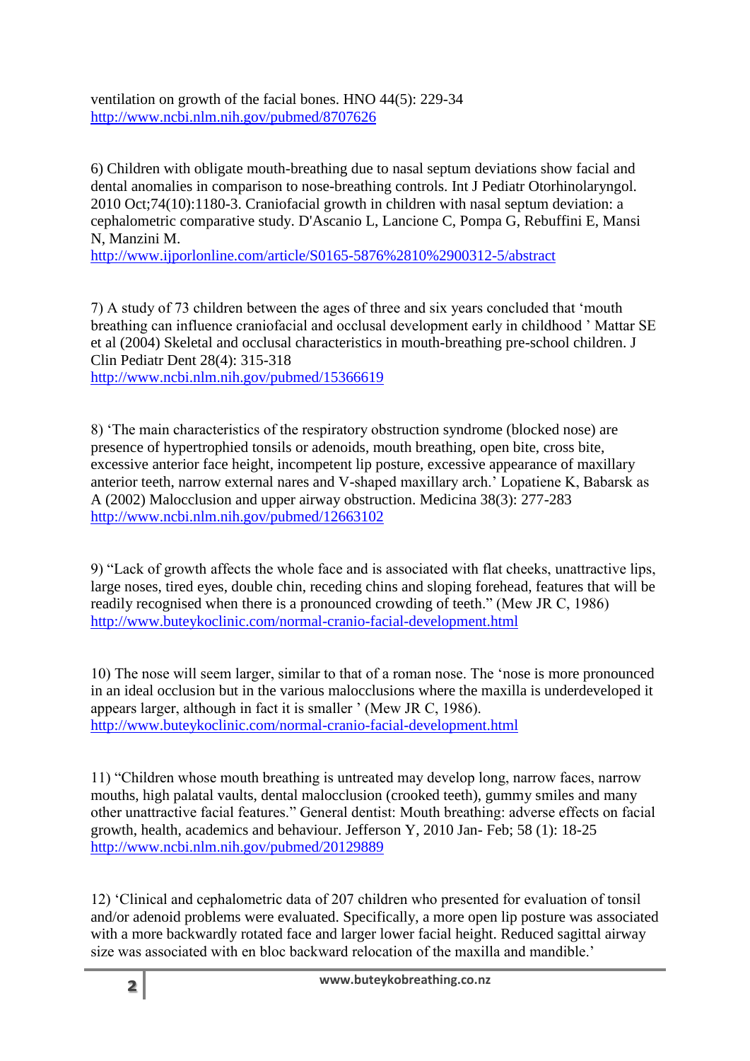ventilation on growth of the facial bones. HNO 44(5): 229-34
http://www.ncbi.nlm.nih.gov/pubmed/8707626

6) Children with obligate mouth-breathing due to nasal septum deviations show facial and dental anomalies in comparison to nose-breathing controls. Int J Pediatr Otorhinolaryngol. 2010 Oct;74(10):1180-3. Craniofacial growth in children with nasal septum deviation: a cephalometric comparative study. D'Ascanio L, Lancione C, Pompa G, Rebuffini E, Mansi N, Manzini M.
http://www.ijporlonline.com/article/S0165-5876%2810%2900312-5/abstract

7) A study of 73 children between the ages of three and six years concluded that 'mouth breathing can influence craniofacial and occlusal development early in childhood ' Mattar SE et al (2004) Skeletal and occlusal characteristics in mouth-breathing pre-school children. J Clin Pediatr Dent 28(4): 315-318
http://www.ncbi.nlm.nih.gov/pubmed/15366619

8) 'The main characteristics of the respiratory obstruction syndrome (blocked nose) are presence of hypertrophied tonsils or adenoids, mouth breathing, open bite, cross bite, excessive anterior face height, incompetent lip posture, excessive appearance of maxillary anterior teeth, narrow external nares and V-shaped maxillary arch.' Lopatiene K, Babarsk as A (2002) Malocclusion and upper airway obstruction. Medicina 38(3): 277-283
http://www.ncbi.nlm.nih.gov/pubmed/12663102

9) "Lack of growth affects the whole face and is associated with flat cheeks, unattractive lips, large noses, tired eyes, double chin, receding chins and sloping forehead, features that will be readily recognised when there is a pronounced crowding of teeth." (Mew JR C, 1986)
http://www.buteykoclinic.com/normal-cranio-facial-development.html

10) The nose will seem larger, similar to that of a roman nose. The 'nose is more pronounced in an ideal occlusion but in the various malocclusions where the maxilla is underdeveloped it appears larger, although in fact it is smaller ' (Mew JR C, 1986).
http://www.buteykoclinic.com/normal-cranio-facial-development.html

11) "Children whose mouth breathing is untreated may develop long, narrow faces, narrow mouths, high palatal vaults, dental malocclusion (crooked teeth), gummy smiles and many other unattractive facial features." General dentist: Mouth breathing: adverse effects on facial growth, health, academics and behaviour. Jefferson Y, 2010 Jan- Feb; 58 (1): 18-25
http://www.ncbi.nlm.nih.gov/pubmed/20129889

12) 'Clinical and cephalometric data of 207 children who presented for evaluation of tonsil and/or adenoid problems were evaluated. Specifically, a more open lip posture was associated with a more backwardly rotated face and larger lower facial height. Reduced sagittal airway size was associated with en bloc backward relocation of the maxilla and mandible.'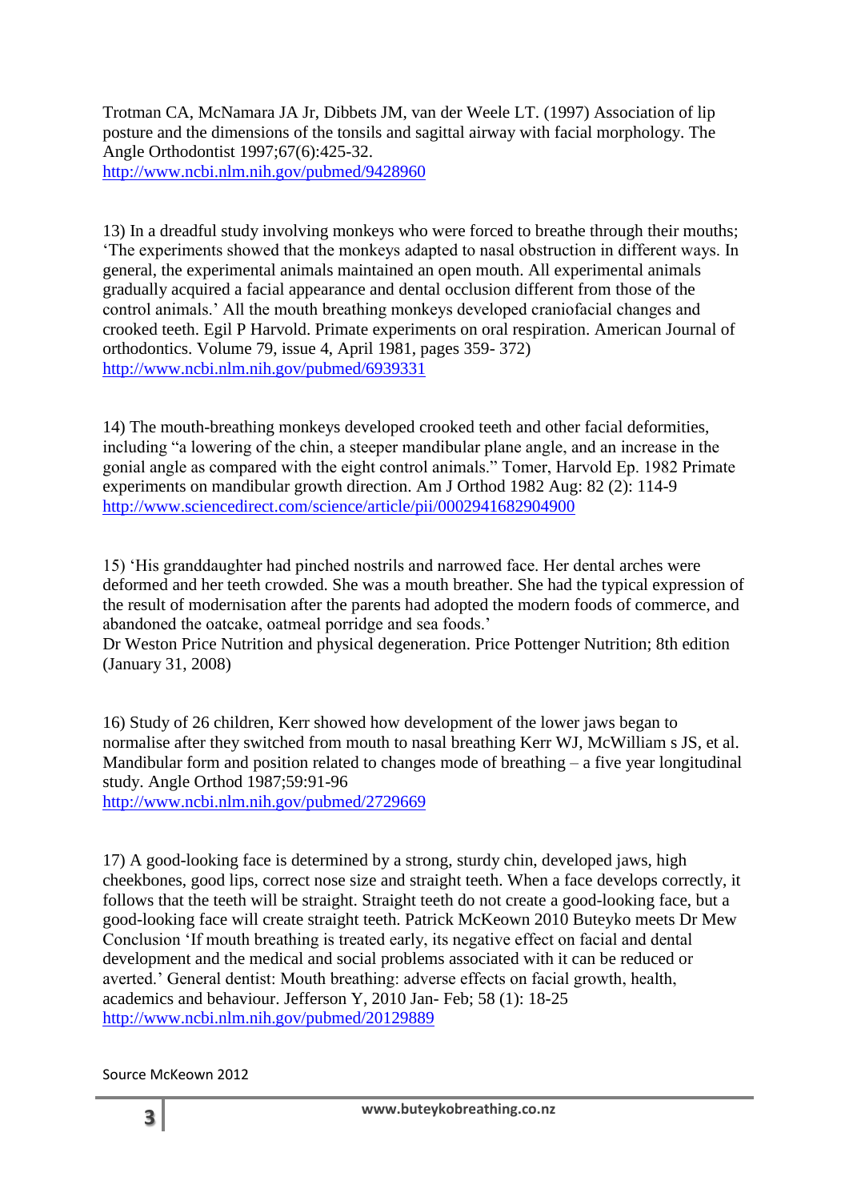Trotman CA, McNamara JA Jr, Dibbets JM, van der Weele LT. (1997) Association of lip posture and the dimensions of the tonsils and sagittal airway with facial morphology. The Angle Orthodontist 1997;67(6):425-32.
http://www.ncbi.nlm.nih.gov/pubmed/9428960

13) In a dreadful study involving monkeys who were forced to breathe through their mouths; 'The experiments showed that the monkeys adapted to nasal obstruction in different ways. In general, the experimental animals maintained an open mouth. All experimental animals gradually acquired a facial appearance and dental occlusion different from those of the control animals.' All the mouth breathing monkeys developed craniofacial changes and crooked teeth. Egil P Harvold. Primate experiments on oral respiration. American Journal of orthodontics. Volume 79, issue 4, April 1981, pages 359- 372)
http://www.ncbi.nlm.nih.gov/pubmed/6939331

14) The mouth-breathing monkeys developed crooked teeth and other facial deformities, including "a lowering of the chin, a steeper mandibular plane angle, and an increase in the gonial angle as compared with the eight control animals." Tomer, Harvold Ep. 1982 Primate experiments on mandibular growth direction. Am J Orthod 1982 Aug: 82 (2): 114-9
http://www.sciencedirect.com/science/article/pii/0002941682904900

15) 'His granddaughter had pinched nostrils and narrowed face. Her dental arches were deformed and her teeth crowded. She was a mouth breather. She had the typical expression of the result of modernisation after the parents had adopted the modern foods of commerce, and abandoned the oatcake, oatmeal porridge and sea foods.'
Dr Weston Price Nutrition and physical degeneration. Price Pottenger Nutrition; 8th edition (January 31, 2008)

16) Study of 26 children, Kerr showed how development of the lower jaws began to normalise after they switched from mouth to nasal breathing Kerr WJ, McWilliam s JS, et al. Mandibular form and position related to changes mode of breathing – a five year longitudinal study. Angle Orthod 1987;59:91-96
http://www.ncbi.nlm.nih.gov/pubmed/2729669

17) A good-looking face is determined by a strong, sturdy chin, developed jaws, high cheekbones, good lips, correct nose size and straight teeth. When a face develops correctly, it follows that the teeth will be straight. Straight teeth do not create a good-looking face, but a good-looking face will create straight teeth. Patrick McKeown 2010 Buteyko meets Dr Mew Conclusion 'If mouth breathing is treated early, its negative effect on facial and dental development and the medical and social problems associated with it can be reduced or averted.' General dentist: Mouth breathing: adverse effects on facial growth, health, academics and behaviour. Jefferson Y, 2010 Jan- Feb; 58 (1): 18-25
http://www.ncbi.nlm.nih.gov/pubmed/20129889

Source McKeown 2012